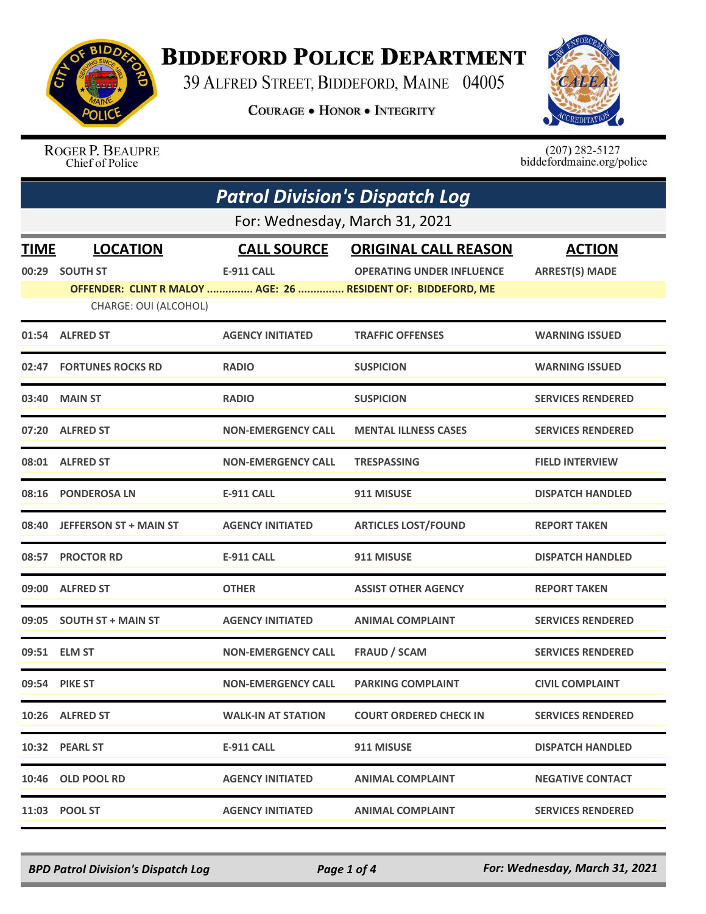# Biddeford Police Department

39 Alfred Street, Biddeford, Maine 04005

Courage • Honor • Integrity

Roger P. Beaupre
Chief of Police

(207) 282-5127
biddefordmaine.org/police

## Patrol Division's Dispatch Log

For: Wednesday, March 31, 2021

| TIME | LOCATION | CALL SOURCE | ORIGINAL CALL REASON | ACTION |
|---|---|---|---|---|
| 00:29 | SOUTH ST | E-911 CALL | OPERATING UNDER INFLUENCE | ARREST(S) MADE |
| | OFFENDER: CLINT R MALOY ............... AGE: 26 ............... RESIDENT OF: BIDDEFORD, ME | | | |
| | CHARGE: OUI (ALCOHOL) | | | |
| 01:54 | ALFRED ST | AGENCY INITIATED | TRAFFIC OFFENSES | WARNING ISSUED |
| 02:47 | FORTUNES ROCKS RD | RADIO | SUSPICION | WARNING ISSUED |
| 03:40 | MAIN ST | RADIO | SUSPICION | SERVICES RENDERED |
| 07:20 | ALFRED ST | NON-EMERGENCY CALL | MENTAL ILLNESS CASES | SERVICES RENDERED |
| 08:01 | ALFRED ST | NON-EMERGENCY CALL | TRESPASSING | FIELD INTERVIEW |
| 08:16 | PONDEROSA LN | E-911 CALL | 911 MISUSE | DISPATCH HANDLED |
| 08:40 | JEFFERSON ST + MAIN ST | AGENCY INITIATED | ARTICLES LOST/FOUND | REPORT TAKEN |
| 08:57 | PROCTOR RD | E-911 CALL | 911 MISUSE | DISPATCH HANDLED |
| 09:00 | ALFRED ST | OTHER | ASSIST OTHER AGENCY | REPORT TAKEN |
| 09:05 | SOUTH ST + MAIN ST | AGENCY INITIATED | ANIMAL COMPLAINT | SERVICES RENDERED |
| 09:51 | ELM ST | NON-EMERGENCY CALL | FRAUD / SCAM | SERVICES RENDERED |
| 09:54 | PIKE ST | NON-EMERGENCY CALL | PARKING COMPLAINT | CIVIL COMPLAINT |
| 10:26 | ALFRED ST | WALK-IN AT STATION | COURT ORDERED CHECK IN | SERVICES RENDERED |
| 10:32 | PEARL ST | E-911 CALL | 911 MISUSE | DISPATCH HANDLED |
| 10:46 | OLD POOL RD | AGENCY INITIATED | ANIMAL COMPLAINT | NEGATIVE CONTACT |
| 11:03 | POOL ST | AGENCY INITIATED | ANIMAL COMPLAINT | SERVICES RENDERED |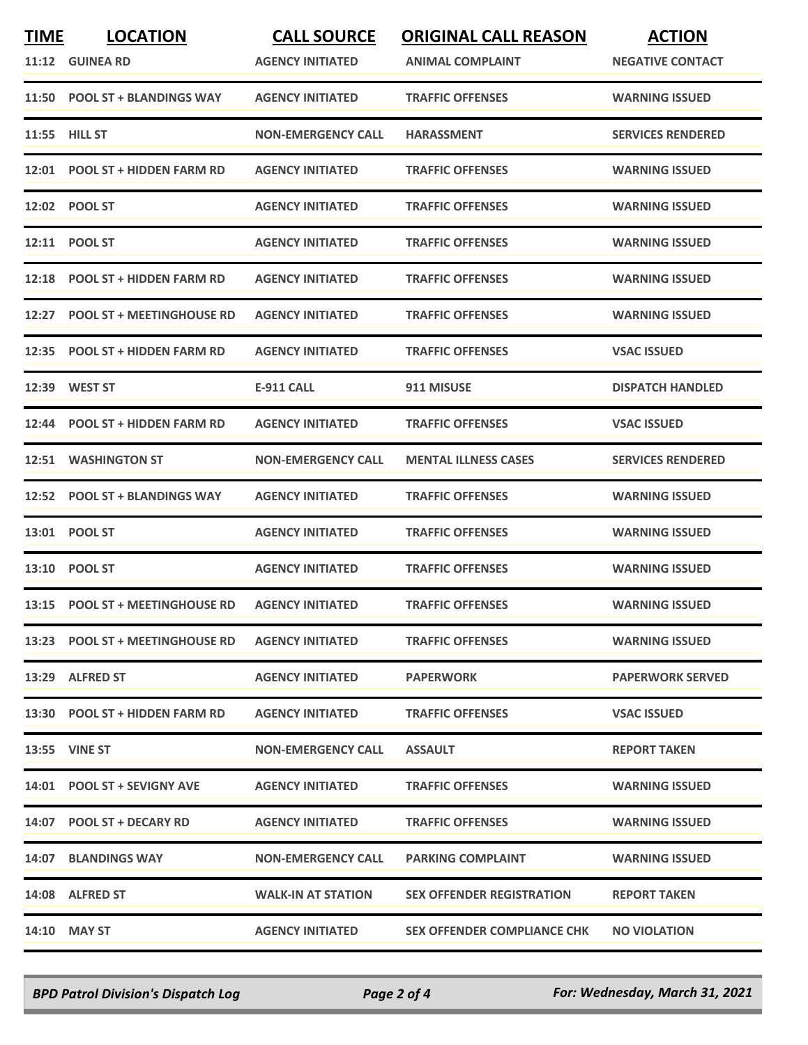| TIME | LOCATION | CALL SOURCE | ORIGINAL CALL REASON | ACTION |
|---|---|---|---|---|
| 11:12 | GUINEA RD | AGENCY INITIATED | ANIMAL COMPLAINT | NEGATIVE CONTACT |
| 11:50 | POOL ST + BLANDINGS WAY | AGENCY INITIATED | TRAFFIC OFFENSES | WARNING ISSUED |
| 11:55 | HILL ST | NON-EMERGENCY CALL | HARASSMENT | SERVICES RENDERED |
| 12:01 | POOL ST + HIDDEN FARM RD | AGENCY INITIATED | TRAFFIC OFFENSES | WARNING ISSUED |
| 12:02 | POOL ST | AGENCY INITIATED | TRAFFIC OFFENSES | WARNING ISSUED |
| 12:11 | POOL ST | AGENCY INITIATED | TRAFFIC OFFENSES | WARNING ISSUED |
| 12:18 | POOL ST + HIDDEN FARM RD | AGENCY INITIATED | TRAFFIC OFFENSES | WARNING ISSUED |
| 12:27 | POOL ST + MEETINGHOUSE RD | AGENCY INITIATED | TRAFFIC OFFENSES | WARNING ISSUED |
| 12:35 | POOL ST + HIDDEN FARM RD | AGENCY INITIATED | TRAFFIC OFFENSES | VSAC ISSUED |
| 12:39 | WEST ST | E-911 CALL | 911 MISUSE | DISPATCH HANDLED |
| 12:44 | POOL ST + HIDDEN FARM RD | AGENCY INITIATED | TRAFFIC OFFENSES | VSAC ISSUED |
| 12:51 | WASHINGTON ST | NON-EMERGENCY CALL | MENTAL ILLNESS CASES | SERVICES RENDERED |
| 12:52 | POOL ST + BLANDINGS WAY | AGENCY INITIATED | TRAFFIC OFFENSES | WARNING ISSUED |
| 13:01 | POOL ST | AGENCY INITIATED | TRAFFIC OFFENSES | WARNING ISSUED |
| 13:10 | POOL ST | AGENCY INITIATED | TRAFFIC OFFENSES | WARNING ISSUED |
| 13:15 | POOL ST + MEETINGHOUSE RD | AGENCY INITIATED | TRAFFIC OFFENSES | WARNING ISSUED |
| 13:23 | POOL ST + MEETINGHOUSE RD | AGENCY INITIATED | TRAFFIC OFFENSES | WARNING ISSUED |
| 13:29 | ALFRED ST | AGENCY INITIATED | PAPERWORK | PAPERWORK SERVED |
| 13:30 | POOL ST + HIDDEN FARM RD | AGENCY INITIATED | TRAFFIC OFFENSES | VSAC ISSUED |
| 13:55 | VINE ST | NON-EMERGENCY CALL | ASSAULT | REPORT TAKEN |
| 14:01 | POOL ST + SEVIGNY AVE | AGENCY INITIATED | TRAFFIC OFFENSES | WARNING ISSUED |
| 14:07 | POOL ST + DECARY RD | AGENCY INITIATED | TRAFFIC OFFENSES | WARNING ISSUED |
| 14:07 | BLANDINGS WAY | NON-EMERGENCY CALL | PARKING COMPLAINT | WARNING ISSUED |
| 14:08 | ALFRED ST | WALK-IN AT STATION | SEX OFFENDER REGISTRATION | REPORT TAKEN |
| 14:10 | MAY ST | AGENCY INITIATED | SEX OFFENDER COMPLIANCE CHK | NO VIOLATION |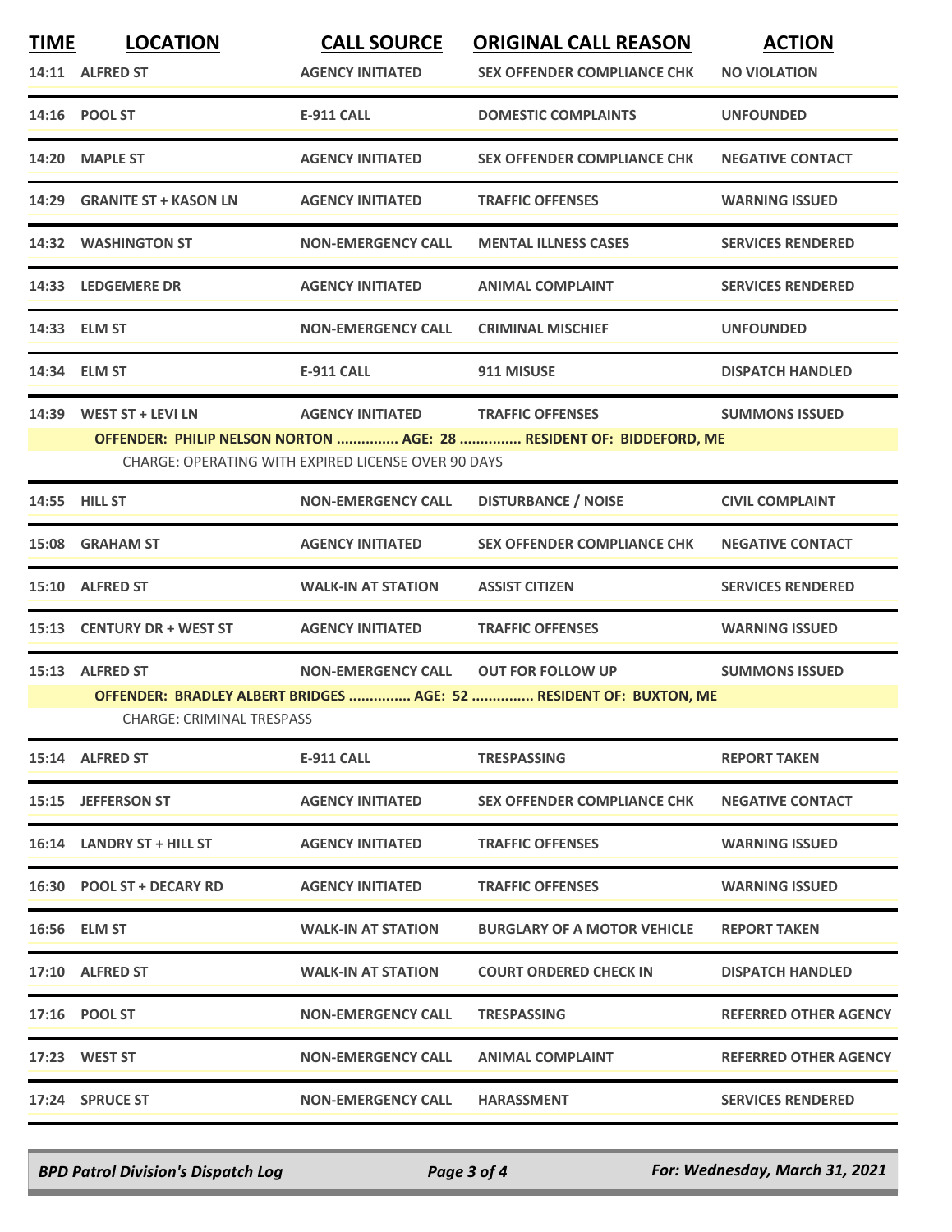| TIME | LOCATION | CALL SOURCE | ORIGINAL CALL REASON | ACTION |
|---|---|---|---|---|
| 14:11 | ALFRED ST | AGENCY INITIATED | SEX OFFENDER COMPLIANCE CHK | NO VIOLATION |
| 14:16 | POOL ST | E-911 CALL | DOMESTIC COMPLAINTS | UNFOUNDED |
| 14:20 | MAPLE ST | AGENCY INITIATED | SEX OFFENDER COMPLIANCE CHK | NEGATIVE CONTACT |
| 14:29 | GRANITE ST + KASON LN | AGENCY INITIATED | TRAFFIC OFFENSES | WARNING ISSUED |
| 14:32 | WASHINGTON ST | NON-EMERGENCY CALL | MENTAL ILLNESS CASES | SERVICES RENDERED |
| 14:33 | LEDGEMERE DR | AGENCY INITIATED | ANIMAL COMPLAINT | SERVICES RENDERED |
| 14:33 | ELM ST | NON-EMERGENCY CALL | CRIMINAL MISCHIEF | UNFOUNDED |
| 14:34 | ELM ST | E-911 CALL | 911 MISUSE | DISPATCH HANDLED |
| 14:39 | WEST ST + LEVI LN | AGENCY INITIATED | TRAFFIC OFFENSES | SUMMONS ISSUED |
| | OFFENDER: PHILIP NELSON NORTON ............... AGE: 28 ............... RESIDENT OF: BIDDEFORD, ME | | | |
| | CHARGE: OPERATING WITH EXPIRED LICENSE OVER 90 DAYS | | | |
| 14:55 | HILL ST | NON-EMERGENCY CALL | DISTURBANCE / NOISE | CIVIL COMPLAINT |
| 15:08 | GRAHAM ST | AGENCY INITIATED | SEX OFFENDER COMPLIANCE CHK | NEGATIVE CONTACT |
| 15:10 | ALFRED ST | WALK-IN AT STATION | ASSIST CITIZEN | SERVICES RENDERED |
| 15:13 | CENTURY DR + WEST ST | AGENCY INITIATED | TRAFFIC OFFENSES | WARNING ISSUED |
| 15:13 | ALFRED ST | NON-EMERGENCY CALL | OUT FOR FOLLOW UP | SUMMONS ISSUED |
| | OFFENDER: BRADLEY ALBERT BRIDGES ............... AGE: 52 ............... RESIDENT OF: BUXTON, ME | | | |
| | CHARGE: CRIMINAL TRESPASS | | | |
| 15:14 | ALFRED ST | E-911 CALL | TRESPASSING | REPORT TAKEN |
| 15:15 | JEFFERSON ST | AGENCY INITIATED | SEX OFFENDER COMPLIANCE CHK | NEGATIVE CONTACT |
| 16:14 | LANDRY ST + HILL ST | AGENCY INITIATED | TRAFFIC OFFENSES | WARNING ISSUED |
| 16:30 | POOL ST + DECARY RD | AGENCY INITIATED | TRAFFIC OFFENSES | WARNING ISSUED |
| 16:56 | ELM ST | WALK-IN AT STATION | BURGLARY OF A MOTOR VEHICLE | REPORT TAKEN |
| 17:10 | ALFRED ST | WALK-IN AT STATION | COURT ORDERED CHECK IN | DISPATCH HANDLED |
| 17:16 | POOL ST | NON-EMERGENCY CALL | TRESPASSING | REFERRED OTHER AGENCY |
| 17:23 | WEST ST | NON-EMERGENCY CALL | ANIMAL COMPLAINT | REFERRED OTHER AGENCY |
| 17:24 | SPRUCE ST | NON-EMERGENCY CALL | HARASSMENT | SERVICES RENDERED |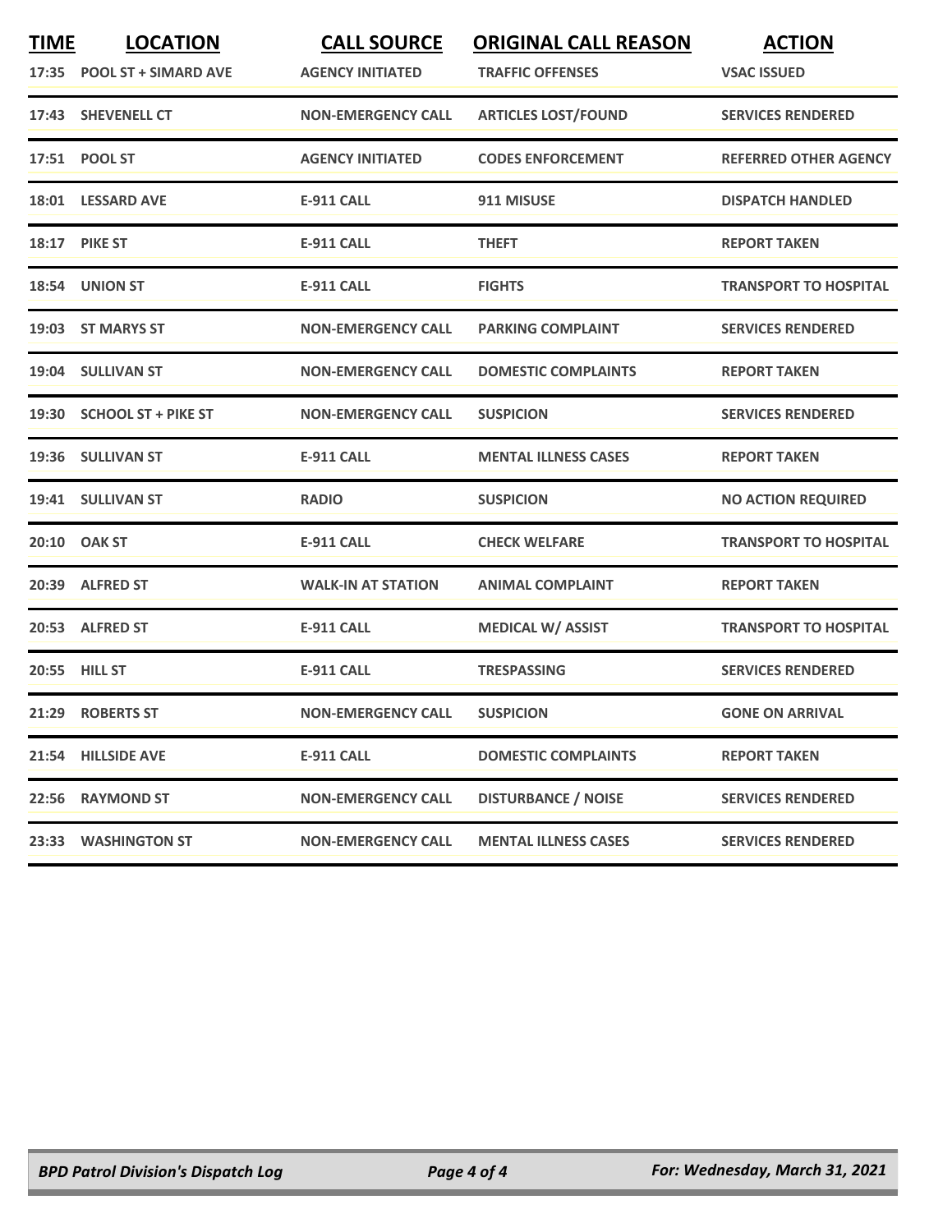| TIME | LOCATION | CALL SOURCE | ORIGINAL CALL REASON | ACTION |
| --- | --- | --- | --- | --- |
| 17:35 | POOL ST + SIMARD AVE | AGENCY INITIATED | TRAFFIC OFFENSES | VSAC ISSUED |
| 17:43 | SHEVENELL CT | NON-EMERGENCY CALL | ARTICLES LOST/FOUND | SERVICES RENDERED |
| 17:51 | POOL ST | AGENCY INITIATED | CODES ENFORCEMENT | REFERRED OTHER AGENCY |
| 18:01 | LESSARD AVE | E-911 CALL | 911 MISUSE | DISPATCH HANDLED |
| 18:17 | PIKE ST | E-911 CALL | THEFT | REPORT TAKEN |
| 18:54 | UNION ST | E-911 CALL | FIGHTS | TRANSPORT TO HOSPITAL |
| 19:03 | ST MARYS ST | NON-EMERGENCY CALL | PARKING COMPLAINT | SERVICES RENDERED |
| 19:04 | SULLIVAN ST | NON-EMERGENCY CALL | DOMESTIC COMPLAINTS | REPORT TAKEN |
| 19:30 | SCHOOL ST + PIKE ST | NON-EMERGENCY CALL | SUSPICION | SERVICES RENDERED |
| 19:36 | SULLIVAN ST | E-911 CALL | MENTAL ILLNESS CASES | REPORT TAKEN |
| 19:41 | SULLIVAN ST | RADIO | SUSPICION | NO ACTION REQUIRED |
| 20:10 | OAK ST | E-911 CALL | CHECK WELFARE | TRANSPORT TO HOSPITAL |
| 20:39 | ALFRED ST | WALK-IN AT STATION | ANIMAL COMPLAINT | REPORT TAKEN |
| 20:53 | ALFRED ST | E-911 CALL | MEDICAL W/ ASSIST | TRANSPORT TO HOSPITAL |
| 20:55 | HILL ST | E-911 CALL | TRESPASSING | SERVICES RENDERED |
| 21:29 | ROBERTS ST | NON-EMERGENCY CALL | SUSPICION | GONE ON ARRIVAL |
| 21:54 | HILLSIDE AVE | E-911 CALL | DOMESTIC COMPLAINTS | REPORT TAKEN |
| 22:56 | RAYMOND ST | NON-EMERGENCY CALL | DISTURBANCE / NOISE | SERVICES RENDERED |
| 23:33 | WASHINGTON ST | NON-EMERGENCY CALL | MENTAL ILLNESS CASES | SERVICES RENDERED |

*BPD Patrol Division's Dispatch Log* — *For: Wednesday, March 31, 2021*